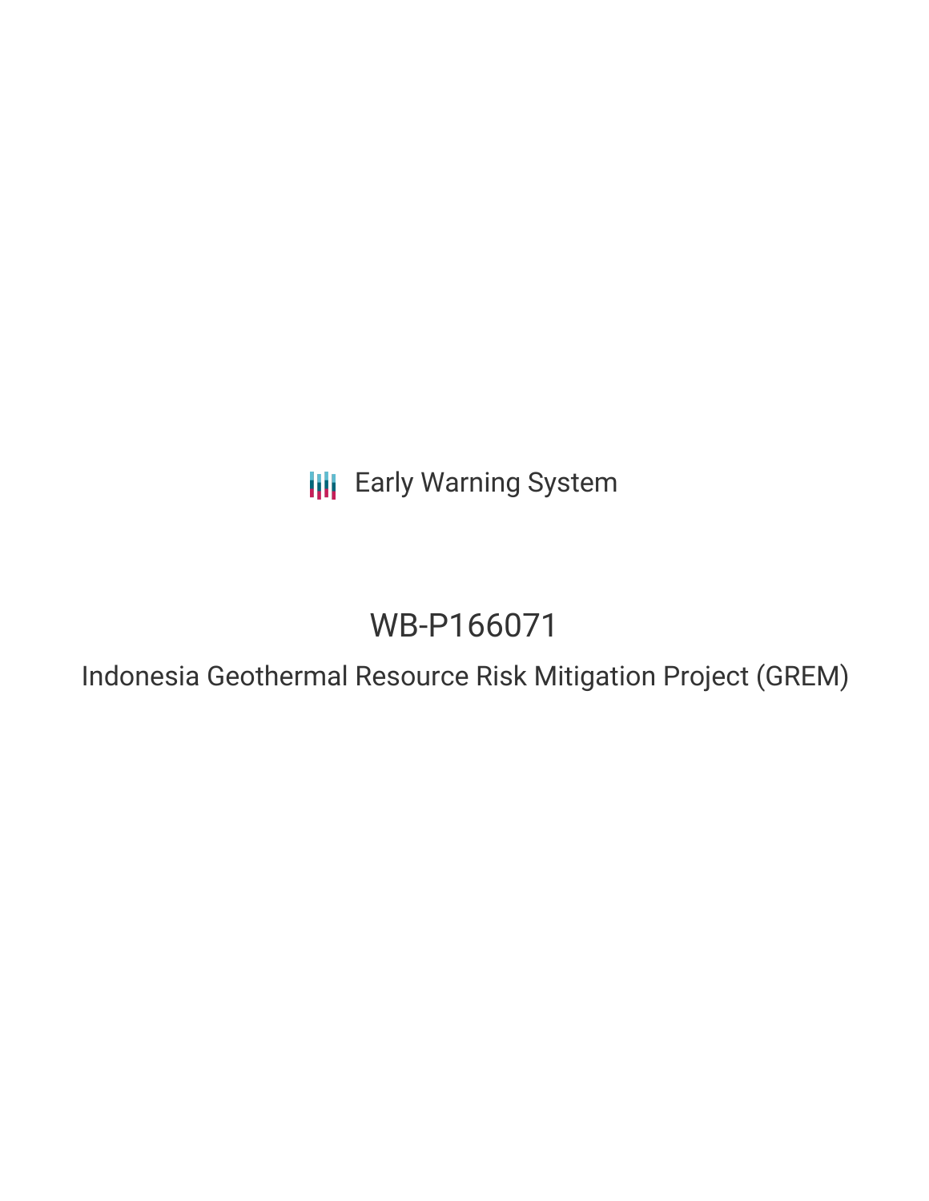Early Warning System

# WB-P166071

## Indonesia Geothermal Resource Risk Mitigation Project (GREM)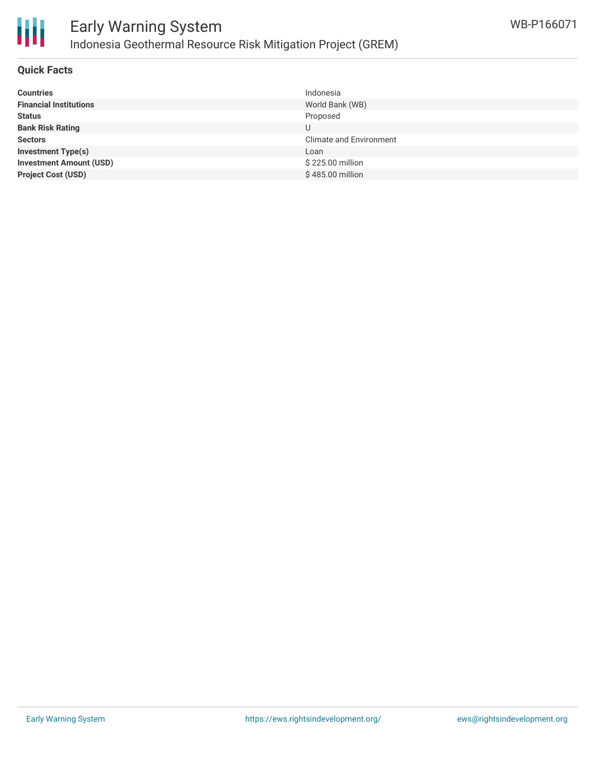## Quick Facts

| | |
|---|---|
| **Countries** | Indonesia |
| **Financial Institutions** | World Bank (WB) |
| **Status** | Proposed |
| **Bank Risk Rating** | U |
| **Sectors** | Climate and Environment |
| **Investment Type(s)** | Loan |
| **Investment Amount (USD)** | $ 225.00 million |
| **Project Cost (USD)** | $ 485.00 million |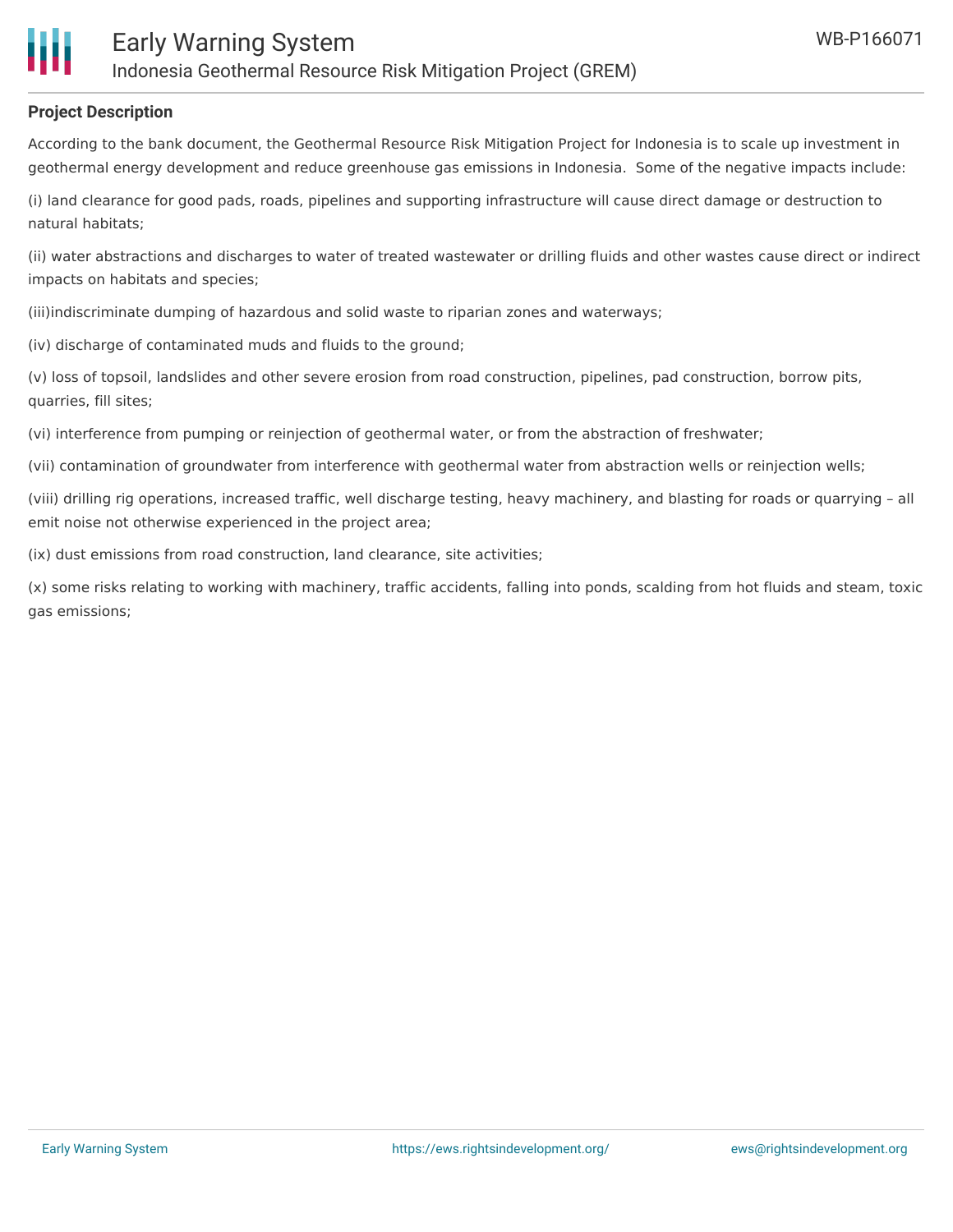**Project Description**

According to the bank document, the Geothermal Resource Risk Mitigation Project for Indonesia is to scale up investment in geothermal energy development and reduce greenhouse gas emissions in Indonesia. Some of the negative impacts include:

(i) land clearance for good pads, roads, pipelines and supporting infrastructure will cause direct damage or destruction to natural habitats;

(ii) water abstractions and discharges to water of treated wastewater or drilling fluids and other wastes cause direct or indirect impacts on habitats and species;

(iii)indiscriminate dumping of hazardous and solid waste to riparian zones and waterways;

(iv) discharge of contaminated muds and fluids to the ground;

(v) loss of topsoil, landslides and other severe erosion from road construction, pipelines, pad construction, borrow pits, quarries, fill sites;

(vi) interference from pumping or reinjection of geothermal water, or from the abstraction of freshwater;

(vii) contamination of groundwater from interference with geothermal water from abstraction wells or reinjection wells;

(viii) drilling rig operations, increased traffic, well discharge testing, heavy machinery, and blasting for roads or quarrying – all emit noise not otherwise experienced in the project area;

(ix) dust emissions from road construction, land clearance, site activities;

(x) some risks relating to working with machinery, traffic accidents, falling into ponds, scalding from hot fluids and steam, toxic gas emissions;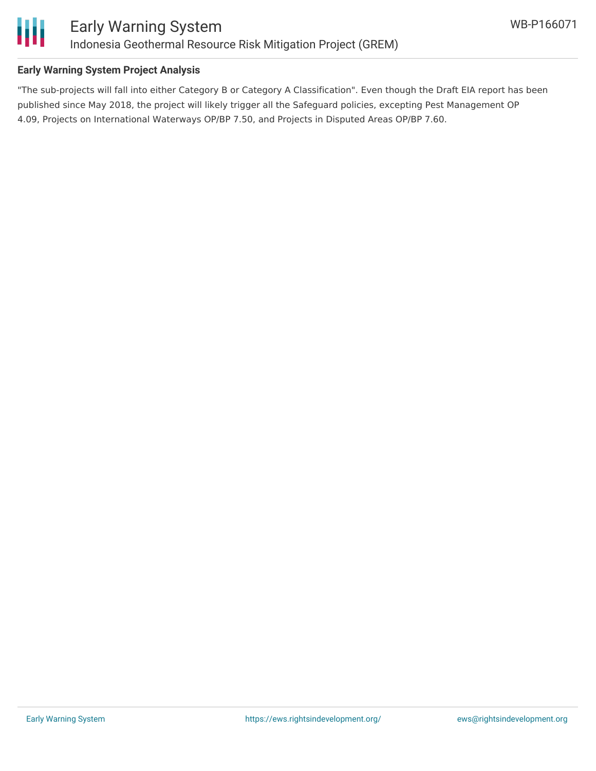## Early Warning System Project Analysis

"The sub-projects will fall into either Category B or Category A Classification". Even though the Draft EIA report has been published since May 2018, the project will likely trigger all the Safeguard policies, excepting Pest Management OP 4.09, Projects on International Waterways OP/BP 7.50, and Projects in Disputed Areas OP/BP 7.60.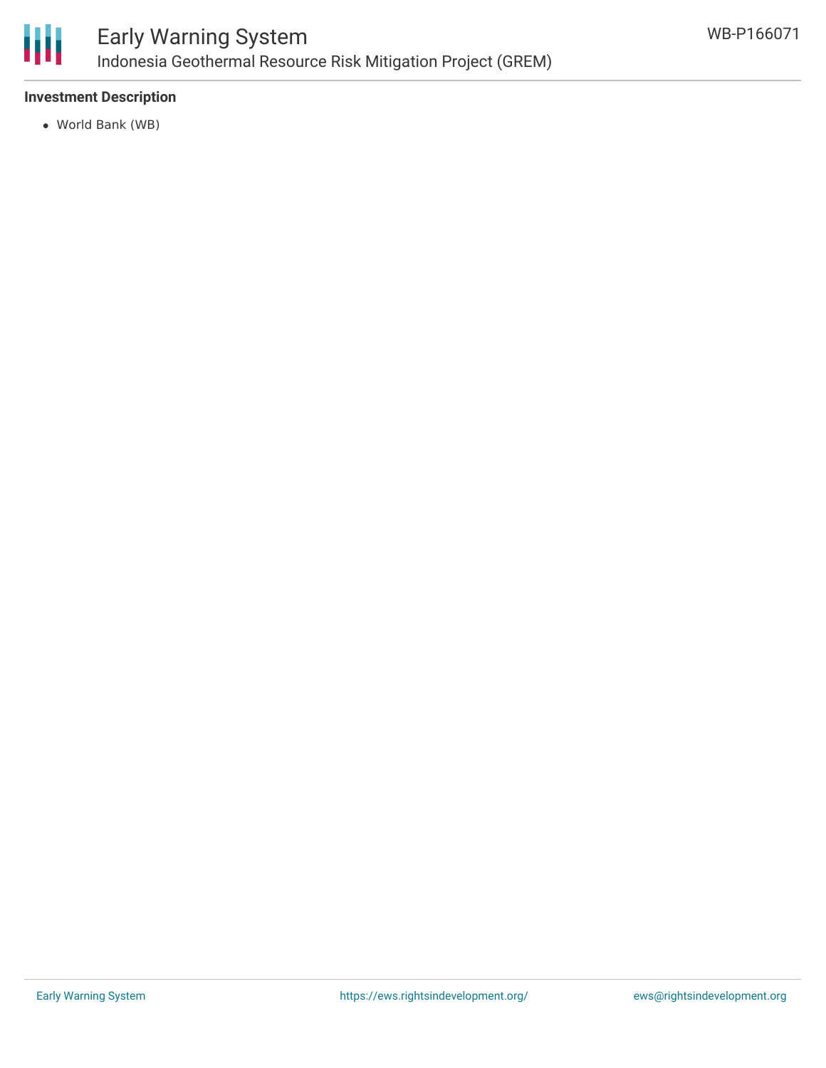**Investment Description**

- World Bank (WB)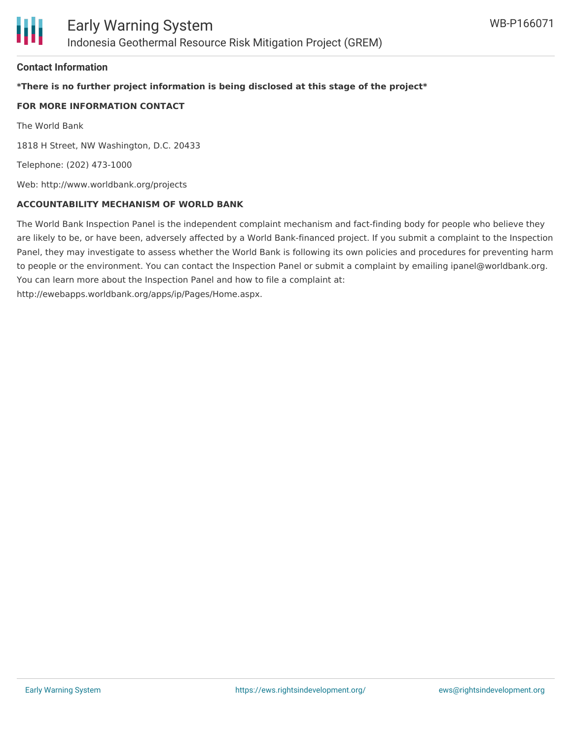## Contact Information

***There is no further project information is being disclosed at this stage of the project***

**FOR MORE INFORMATION CONTACT**

The World Bank

1818 H Street, NW Washington, D.C. 20433

Telephone: (202) 473-1000

Web: http://www.worldbank.org/projects

**ACCOUNTABILITY MECHANISM OF WORLD BANK**

The World Bank Inspection Panel is the independent complaint mechanism and fact-finding body for people who believe they are likely to be, or have been, adversely affected by a World Bank-financed project. If you submit a complaint to the Inspection Panel, they may investigate to assess whether the World Bank is following its own policies and procedures for preventing harm to people or the environment. You can contact the Inspection Panel or submit a complaint by emailing ipanel@worldbank.org. You can learn more about the Inspection Panel and how to file a complaint at: http://ewebapps.worldbank.org/apps/ip/Pages/Home.aspx.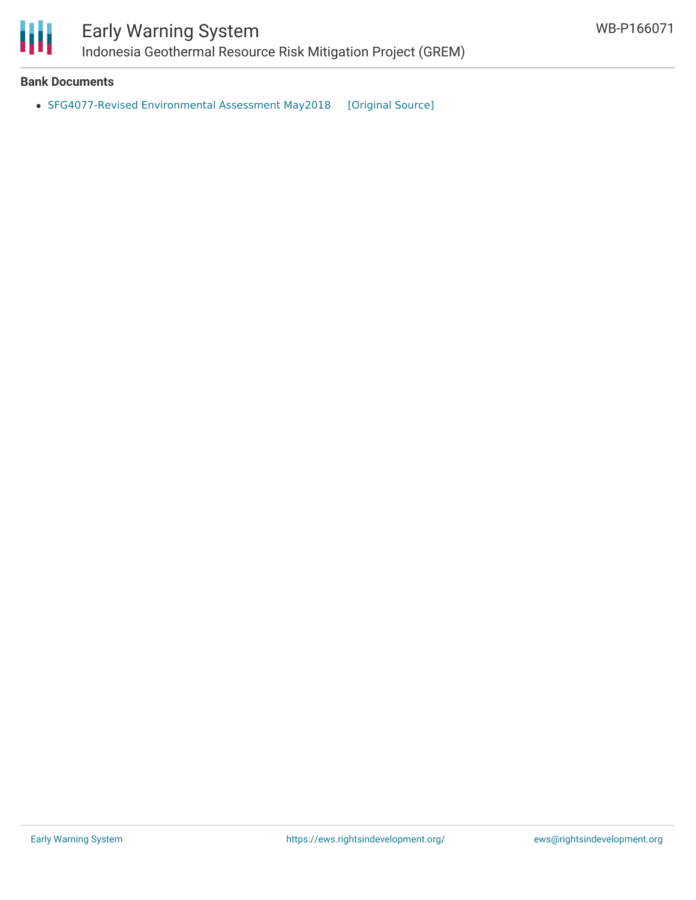**Bank Documents**

- SFG4077-Revised Environmental Assessment May2018 [Original Source]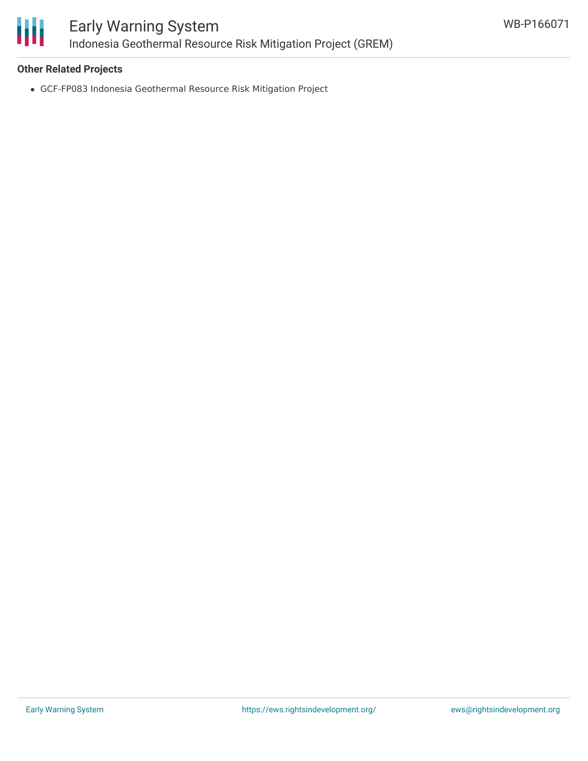**Other Related Projects**

- GCF-FP083 Indonesia Geothermal Resource Risk Mitigation Project